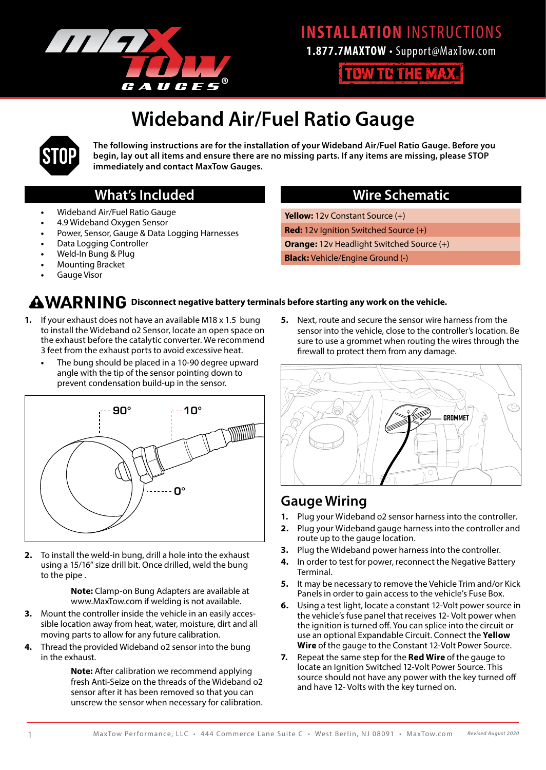# INSTALLATION INSTRUCTIONS

**1.877.7MAXTOW** • Support@MaxTow.com

TOW TO THE MAX.

# Wideband Air/Fuel Ratio Gauge

**The following instructions are for the installation of your Wideband Air/Fuel Ratio Gauge. Before you begin, lay out all items and ensure there are no missing parts. If any items are missing, please STOP immediately and contact MaxTow Gauges.**

## What's Included

- Wideband Air/Fuel Ratio Gauge
- 4.9 Wideband Oxygen Sensor
- Power, Sensor, Gauge & Data Logging Harnesses
- Data Logging Controller
- Weld-In Bung & Plug
- Mounting Bracket
- Gauge Visor

## Wire Schematic

| |
|---|
| **Yellow:** 12v Constant Source (+) |
| **Red:** 12v Ignition Switched Source (+) |
| **Orange:** 12v Headlight Switched Source (+) |
| **Black:** Vehicle/Engine Ground (-) |

**⚠WARNING** **Disconnect negative battery terminals before starting any work on the vehicle.**

1. If your exhaust does not have an available M18 x 1.5 bung to install the Wideband o2 Sensor, locate an open space on the exhaust before the catalytic converter. We recommend 3 feet from the exhaust ports to avoid excessive heat.
   - The bung should be placed in a 10-90 degree upward angle with the tip of the sensor pointing down to prevent condensation build-up in the sensor.

90° 10° 0°

2. To install the weld-in bung, drill a hole into the exhaust using a 15/16" size drill bit. Once drilled, weld the bung to the pipe .

   **Note:** Clamp-on Bung Adapters are available at www.MaxTow.com if welding is not available.

3. Mount the controller inside the vehicle in an easily accessible location away from heat, water, moisture, dirt and all moving parts to allow for any future calibration.
4. Thread the provided Wideband o2 sensor into the bung in the exhaust.

   **Note:** After calibration we recommend applying fresh Anti-Seize on the threads of the Wideband o2 sensor after it has been removed so that you can unscrew the sensor when necessary for calibration.

5. Next, route and secure the sensor wire harness from the sensor into the vehicle, close to the controller's location. Be sure to use a grommet when routing the wires through the firewall to protect them from any damage.

GROMMET

## Gauge Wiring

1. Plug your Wideband o2 sensor harness into the controller.
2. Plug your Wideband gauge harness into the controller and route up to the gauge location.
3. Plug the Wideband power harness into the controller.
4. In order to test for power, reconnect the Negative Battery Terminal.
5. It may be necessary to remove the Vehicle Trim and/or Kick Panels in order to gain access to the vehicle's Fuse Box.
6. Using a test light, locate a constant 12-Volt power source in the vehicle's fuse panel that receives 12- Volt power when the ignition is turned off. You can splice into the circuit or use an optional Expandable Circuit. Connect the **Yellow Wire** of the gauge to the Constant 12-Volt Power Source.
7. Repeat the same step for the **Red Wire** of the gauge to locate an Ignition Switched 12-Volt Power Source. This source should not have any power with the key turned off and have 12- Volts with the key turned on.

MaxTow Performance, LLC • 444 Commerce Lane Suite C • West Berlin, NJ 08091 • MaxTow.com *Revised August 2020*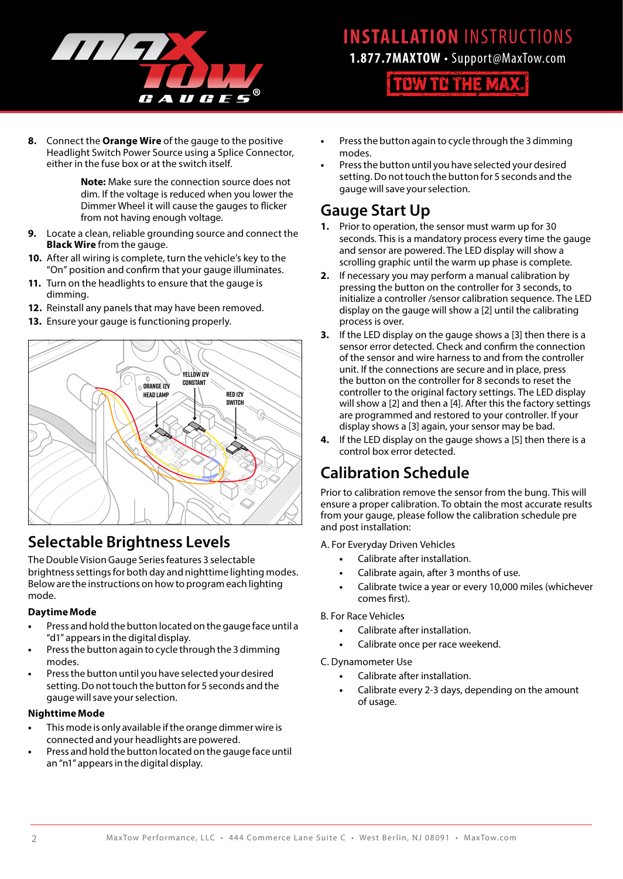8. Connect the **Orange Wire** of the gauge to the positive Headlight Switch Power Source using a Splice Connector, either in the fuse box or at the switch itself.

   **Note:** Make sure the connection source does not dim. If the voltage is reduced when you lower the Dimmer Wheel it will cause the gauges to flicker from not having enough voltage.

9. Locate a clean, reliable grounding source and connect the **Black Wire** from the gauge.
10. After all wiring is complete, turn the vehicle's key to the "On" position and confirm that your gauge illuminates.
11. Turn on the headlights to ensure that the gauge is dimming.
12. Reinstall any panels that may have been removed.
13. Ensure your gauge is functioning properly.

ORANGE 12V HEAD LAMP

YELLOW 12V CONSTANT

RED 12V SWITCH

## Selectable Brightness Levels

The Double Vision Gauge Series features 3 selectable brightness settings for both day and nighttime lighting modes. Below are the instructions on how to program each lighting mode.

### Daytime Mode

- Press and hold the button located on the gauge face until a "d1" appears in the digital display.
- Press the button again to cycle through the 3 dimming modes.
- Press the button until you have selected your desired setting. Do not touch the button for 5 seconds and the gauge will save your selection.

### Nighttime Mode

- This mode is only available if the orange dimmer wire is connected and your headlights are powered.
- Press and hold the button located on the gauge face until an "n1" appears in the digital display.
- Press the button again to cycle through the 3 dimming modes.
- Press the button until you have selected your desired setting. Do not touch the button for 5 seconds and the gauge will save your selection.

## Gauge Start Up

1. Prior to operation, the sensor must warm up for 30 seconds. This is a mandatory process every time the gauge and sensor are powered. The LED display will show a scrolling graphic until the warm up phase is complete.
2. If necessary you may perform a manual calibration by pressing the button on the controller for 3 seconds, to initialize a controller /sensor calibration sequence. The LED display on the gauge will show a [2] until the calibrating process is over.
3. If the LED display on the gauge shows a [3] then there is a sensor error detected. Check and confirm the connection of the sensor and wire harness to and from the controller unit. If the connections are secure and in place, press the button on the controller for 8 seconds to reset the controller to the original factory settings. The LED display will show a [2] and then a [4]. After this the factory settings are programmed and restored to your controller. If your display shows a [3] again, your sensor may be bad.
4. If the LED display on the gauge shows a [5] then there is a control box error detected.

## Calibration Schedule

Prior to calibration remove the sensor from the bung. This will ensure a proper calibration. To obtain the most accurate results from your gauge, please follow the calibration schedule pre and post installation:

A. For Everyday Driven Vehicles

- Calibrate after installation.
- Calibrate again, after 3 months of use.
- Calibrate twice a year or every 10,000 miles (whichever comes first).

B. For Race Vehicles

- Calibrate after installation.
- Calibrate once per race weekend.

C. Dynamometer Use

- Calibrate after installation.
- Calibrate every 2-3 days, depending on the amount of usage.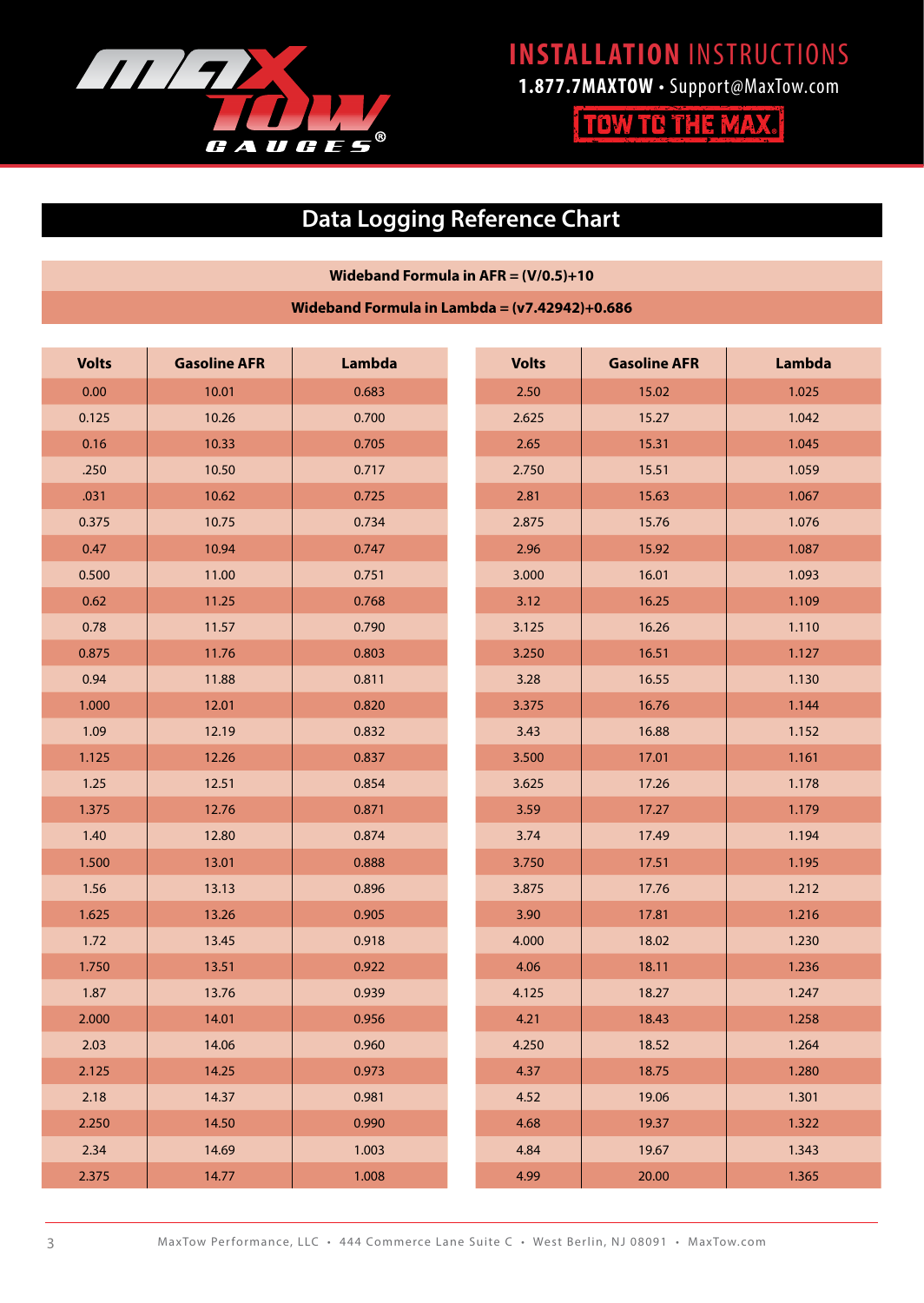## Data Logging Reference Chart

**Wideband Formula in AFR = (V/0.5)+10**

**Wideband Formula in Lambda = (v7.42942)+0.686**

| Volts | Gasoline AFR | Lambda | Volts | Gasoline AFR | Lambda |
|---|---|---|---|---|---|
| 0.00 | 10.01 | 0.683 | 2.50 | 15.02 | 1.025 |
| 0.125 | 10.26 | 0.700 | 2.625 | 15.27 | 1.042 |
| 0.16 | 10.33 | 0.705 | 2.65 | 15.31 | 1.045 |
| .250 | 10.50 | 0.717 | 2.750 | 15.51 | 1.059 |
| .031 | 10.62 | 0.725 | 2.81 | 15.63 | 1.067 |
| 0.375 | 10.75 | 0.734 | 2.875 | 15.76 | 1.076 |
| 0.47 | 10.94 | 0.747 | 2.96 | 15.92 | 1.087 |
| 0.500 | 11.00 | 0.751 | 3.000 | 16.01 | 1.093 |
| 0.62 | 11.25 | 0.768 | 3.12 | 16.25 | 1.109 |
| 0.78 | 11.57 | 0.790 | 3.125 | 16.26 | 1.110 |
| 0.875 | 11.76 | 0.803 | 3.250 | 16.51 | 1.127 |
| 0.94 | 11.88 | 0.811 | 3.28 | 16.55 | 1.130 |
| 1.000 | 12.01 | 0.820 | 3.375 | 16.76 | 1.144 |
| 1.09 | 12.19 | 0.832 | 3.43 | 16.88 | 1.152 |
| 1.125 | 12.26 | 0.837 | 3.500 | 17.01 | 1.161 |
| 1.25 | 12.51 | 0.854 | 3.625 | 17.26 | 1.178 |
| 1.375 | 12.76 | 0.871 | 3.59 | 17.27 | 1.179 |
| 1.40 | 12.80 | 0.874 | 3.74 | 17.49 | 1.194 |
| 1.500 | 13.01 | 0.888 | 3.750 | 17.51 | 1.195 |
| 1.56 | 13.13 | 0.896 | 3.875 | 17.76 | 1.212 |
| 1.625 | 13.26 | 0.905 | 3.90 | 17.81 | 1.216 |
| 1.72 | 13.45 | 0.918 | 4.000 | 18.02 | 1.230 |
| 1.750 | 13.51 | 0.922 | 4.06 | 18.11 | 1.236 |
| 1.87 | 13.76 | 0.939 | 4.125 | 18.27 | 1.247 |
| 2.000 | 14.01 | 0.956 | 4.21 | 18.43 | 1.258 |
| 2.03 | 14.06 | 0.960 | 4.250 | 18.52 | 1.264 |
| 2.125 | 14.25 | 0.973 | 4.37 | 18.75 | 1.280 |
| 2.18 | 14.37 | 0.981 | 4.52 | 19.06 | 1.301 |
| 2.250 | 14.50 | 0.990 | 4.68 | 19.37 | 1.322 |
| 2.34 | 14.69 | 1.003 | 4.84 | 19.67 | 1.343 |
| 2.375 | 14.77 | 1.008 | 4.99 | 20.00 | 1.365 |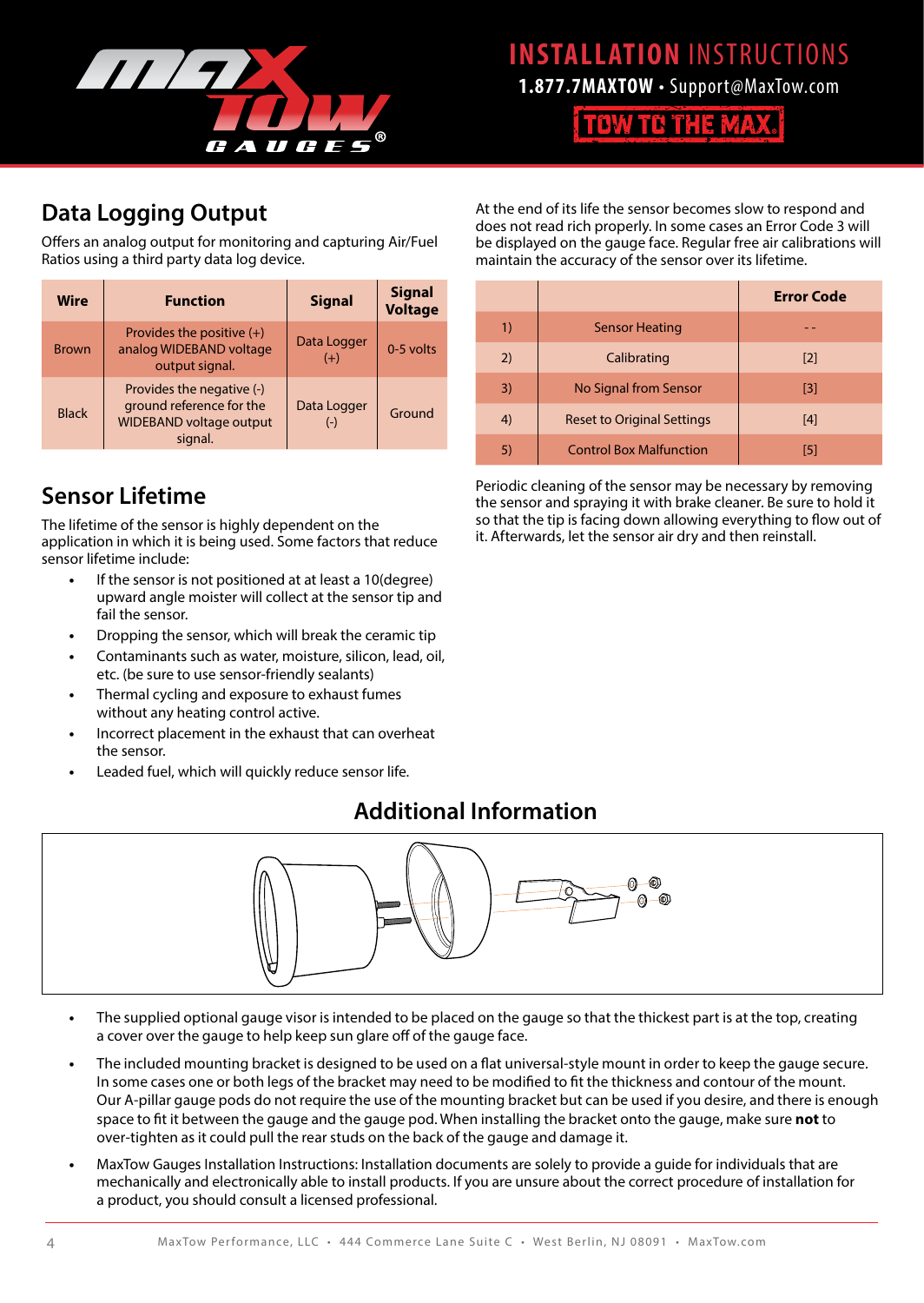## Data Logging Output

Offers an analog output for monitoring and capturing Air/Fuel Ratios using a third party data log device.

| Wire | Function | Signal | Signal Voltage |
|---|---|---|---|
| Brown | Provides the positive (+) analog WIDEBAND voltage output signal. | Data Logger (+) | 0-5 volts |
| Black | Provides the negative (-) ground reference for the WIDEBAND voltage output signal. | Data Logger (-) | Ground |

## Sensor Lifetime

The lifetime of the sensor is highly dependent on the application in which it is being used. Some factors that reduce sensor lifetime include:

- If the sensor is not positioned at at least a 10(degree) upward angle moister will collect at the sensor tip and fail the sensor.
- Dropping the sensor, which will break the ceramic tip
- Contaminants such as water, moisture, silicon, lead, oil, etc. (be sure to use sensor-friendly sealants)
- Thermal cycling and exposure to exhaust fumes without any heating control active.
- Incorrect placement in the exhaust that can overheat the sensor.
- Leaded fuel, which will quickly reduce sensor life.

At the end of its life the sensor becomes slow to respond and does not read rich properly. In some cases an Error Code 3 will be displayed on the gauge face. Regular free air calibrations will maintain the accuracy of the sensor over its lifetime.

| | | Error Code |
|---|---|---|
| 1) | Sensor Heating | - - |
| 2) | Calibrating | [2] |
| 3) | No Signal from Sensor | [3] |
| 4) | Reset to Original Settings | [4] |
| 5) | Control Box Malfunction | [5] |

Periodic cleaning of the sensor may be necessary by removing the sensor and spraying it with brake cleaner. Be sure to hold it so that the tip is facing down allowing everything to flow out of it. Afterwards, let the sensor air dry and then reinstall.

## Additional Information

- The supplied optional gauge visor is intended to be placed on the gauge so that the thickest part is at the top, creating a cover over the gauge to help keep sun glare off of the gauge face.
- The included mounting bracket is designed to be used on a flat universal-style mount in order to keep the gauge secure. In some cases one or both legs of the bracket may need to be modified to fit the thickness and contour of the mount. Our A-pillar gauge pods do not require the use of the mounting bracket but can be used if you desire, and there is enough space to fit it between the gauge and the gauge pod. When installing the bracket onto the gauge, make sure **not** to over-tighten as it could pull the rear studs on the back of the gauge and damage it.
- MaxTow Gauges Installation Instructions: Installation documents are solely to provide a guide for individuals that are mechanically and electronically able to install products. If you are unsure about the correct procedure of installation for a product, you should consult a licensed professional.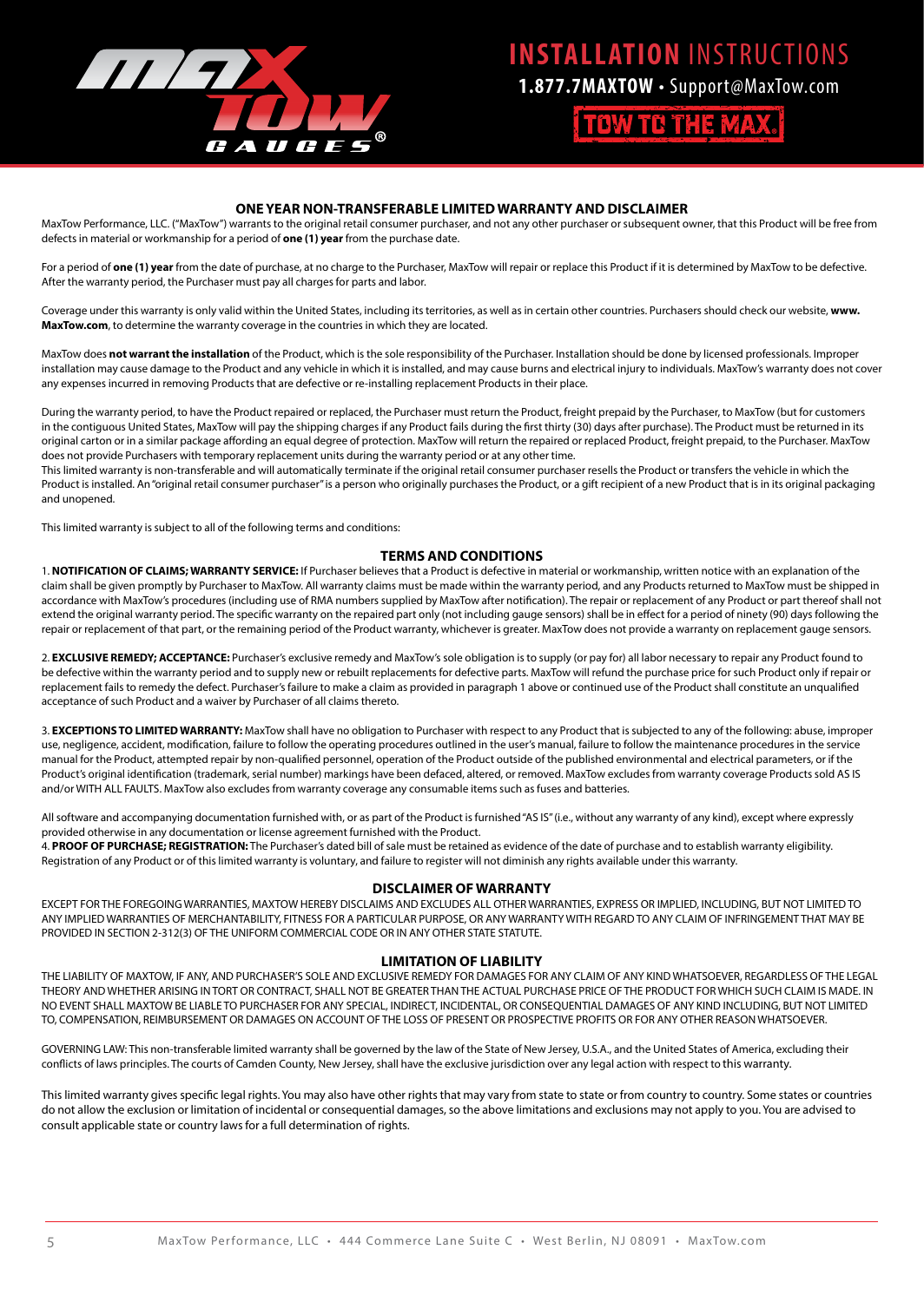# INSTALLATION INSTRUCTIONS

**1.877.7MAXTOW** • Support@MaxTow.com

TOW TO THE MAX.

## ONE YEAR NON-TRANSFERABLE LIMITED WARRANTY AND DISCLAIMER

MaxTow Performance, LLC. ("MaxTow") warrants to the original retail consumer purchaser, and not any other purchaser or subsequent owner, that this Product will be free from defects in material or workmanship for a period of **one (1) year** from the purchase date.

For a period of **one (1) year** from the date of purchase, at no charge to the Purchaser, MaxTow will repair or replace this Product if it is determined by MaxTow to be defective. After the warranty period, the Purchaser must pay all charges for parts and labor.

Coverage under this warranty is only valid within the United States, including its territories, as well as in certain other countries. Purchasers should check our website, **www.MaxTow.com**, to determine the warranty coverage in the countries in which they are located.

MaxTow does **not warrant the installation** of the Product, which is the sole responsibility of the Purchaser. Installation should be done by licensed professionals. Improper installation may cause damage to the Product and any vehicle in which it is installed, and may cause burns and electrical injury to individuals. MaxTow's warranty does not cover any expenses incurred in removing Products that are defective or re-installing replacement Products in their place.

During the warranty period, to have the Product repaired or replaced, the Purchaser must return the Product, freight prepaid by the Purchaser, to MaxTow (but for customers in the contiguous United States, MaxTow will pay the shipping charges if any Product fails during the first thirty (30) days after purchase). The Product must be returned in its original carton or in a similar package affording an equal degree of protection. MaxTow will return the repaired or replaced Product, freight prepaid, to the Purchaser. MaxTow does not provide Purchasers with temporary replacement units during the warranty period or at any other time.
This limited warranty is non-transferable and will automatically terminate if the original retail consumer purchaser resells the Product or transfers the vehicle in which the Product is installed. An "original retail consumer purchaser" is a person who originally purchases the Product, or a gift recipient of a new Product that is in its original packaging and unopened.

This limited warranty is subject to all of the following terms and conditions:

## TERMS AND CONDITIONS

1. **NOTIFICATION OF CLAIMS; WARRANTY SERVICE:** If Purchaser believes that a Product is defective in material or workmanship, written notice with an explanation of the claim shall be given promptly by Purchaser to MaxTow. All warranty claims must be made within the warranty period, and any Products returned to MaxTow must be shipped in accordance with MaxTow's procedures (including use of RMA numbers supplied by MaxTow after notification). The repair or replacement of any Product or part thereof shall not extend the original warranty period. The specific warranty on the repaired part only (not including gauge sensors) shall be in effect for a period of ninety (90) days following the repair or replacement of that part, or the remaining period of the Product warranty, whichever is greater. MaxTow does not provide a warranty on replacement gauge sensors.

2. **EXCLUSIVE REMEDY; ACCEPTANCE:** Purchaser's exclusive remedy and MaxTow's sole obligation is to supply (or pay for) all labor necessary to repair any Product found to be defective within the warranty period and to supply new or rebuilt replacements for defective parts. MaxTow will refund the purchase price for such Product only if repair or replacement fails to remedy the defect. Purchaser's failure to make a claim as provided in paragraph 1 above or continued use of the Product shall constitute an unqualified acceptance of such Product and a waiver by Purchaser of all claims thereto.

3. **EXCEPTIONS TO LIMITED WARRANTY:** MaxTow shall have no obligation to Purchaser with respect to any Product that is subjected to any of the following: abuse, improper use, negligence, accident, modification, failure to follow the operating procedures outlined in the user's manual, failure to follow the maintenance procedures in the service manual for the Product, attempted repair by non-qualified personnel, operation of the Product outside of the published environmental and electrical parameters, or if the Product's original identification (trademark, serial number) markings have been defaced, altered, or removed. MaxTow excludes from warranty coverage Products sold AS IS and/or WITH ALL FAULTS. MaxTow also excludes from warranty coverage any consumable items such as fuses and batteries.

All software and accompanying documentation furnished with, or as part of the Product is furnished "AS IS" (i.e., without any warranty of any kind), except where expressly provided otherwise in any documentation or license agreement furnished with the Product.

4. **PROOF OF PURCHASE; REGISTRATION:** The Purchaser's dated bill of sale must be retained as evidence of the date of purchase and to establish warranty eligibility. Registration of any Product or of this limited warranty is voluntary, and failure to register will not diminish any rights available under this warranty.

## DISCLAIMER OF WARRANTY

EXCEPT FOR THE FOREGOING WARRANTIES, MAXTOW HEREBY DISCLAIMS AND EXCLUDES ALL OTHER WARRANTIES, EXPRESS OR IMPLIED, INCLUDING, BUT NOT LIMITED TO ANY IMPLIED WARRANTIES OF MERCHANTABILITY, FITNESS FOR A PARTICULAR PURPOSE, OR ANY WARRANTY WITH REGARD TO ANY CLAIM OF INFRINGEMENT THAT MAY BE PROVIDED IN SECTION 2-312(3) OF THE UNIFORM COMMERCIAL CODE OR IN ANY OTHER STATE STATUTE.

## LIMITATION OF LIABILITY

THE LIABILITY OF MAXTOW, IF ANY, AND PURCHASER'S SOLE AND EXCLUSIVE REMEDY FOR DAMAGES FOR ANY CLAIM OF ANY KIND WHATSOEVER, REGARDLESS OF THE LEGAL THEORY AND WHETHER ARISING IN TORT OR CONTRACT, SHALL NOT BE GREATER THAN THE ACTUAL PURCHASE PRICE OF THE PRODUCT FOR WHICH SUCH CLAIM IS MADE. IN NO EVENT SHALL MAXTOW BE LIABLE TO PURCHASER FOR ANY SPECIAL, INDIRECT, INCIDENTAL, OR CONSEQUENTIAL DAMAGES OF ANY KIND INCLUDING, BUT NOT LIMITED TO, COMPENSATION, REIMBURSEMENT OR DAMAGES ON ACCOUNT OF THE LOSS OF PRESENT OR PROSPECTIVE PROFITS OR FOR ANY OTHER REASON WHATSOEVER.

GOVERNING LAW: This non-transferable limited warranty shall be governed by the law of the State of New Jersey, U.S.A., and the United States of America, excluding their conflicts of laws principles. The courts of Camden County, New Jersey, shall have the exclusive jurisdiction over any legal action with respect to this warranty.

This limited warranty gives specific legal rights. You may also have other rights that may vary from state to state or from country to country. Some states or countries do not allow the exclusion or limitation of incidental or consequential damages, so the above limitations and exclusions may not apply to you. You are advised to consult applicable state or country laws for a full determination of rights.

MaxTow Performance, LLC • 444 Commerce Lane Suite C • West Berlin, NJ 08091 • MaxTow.com